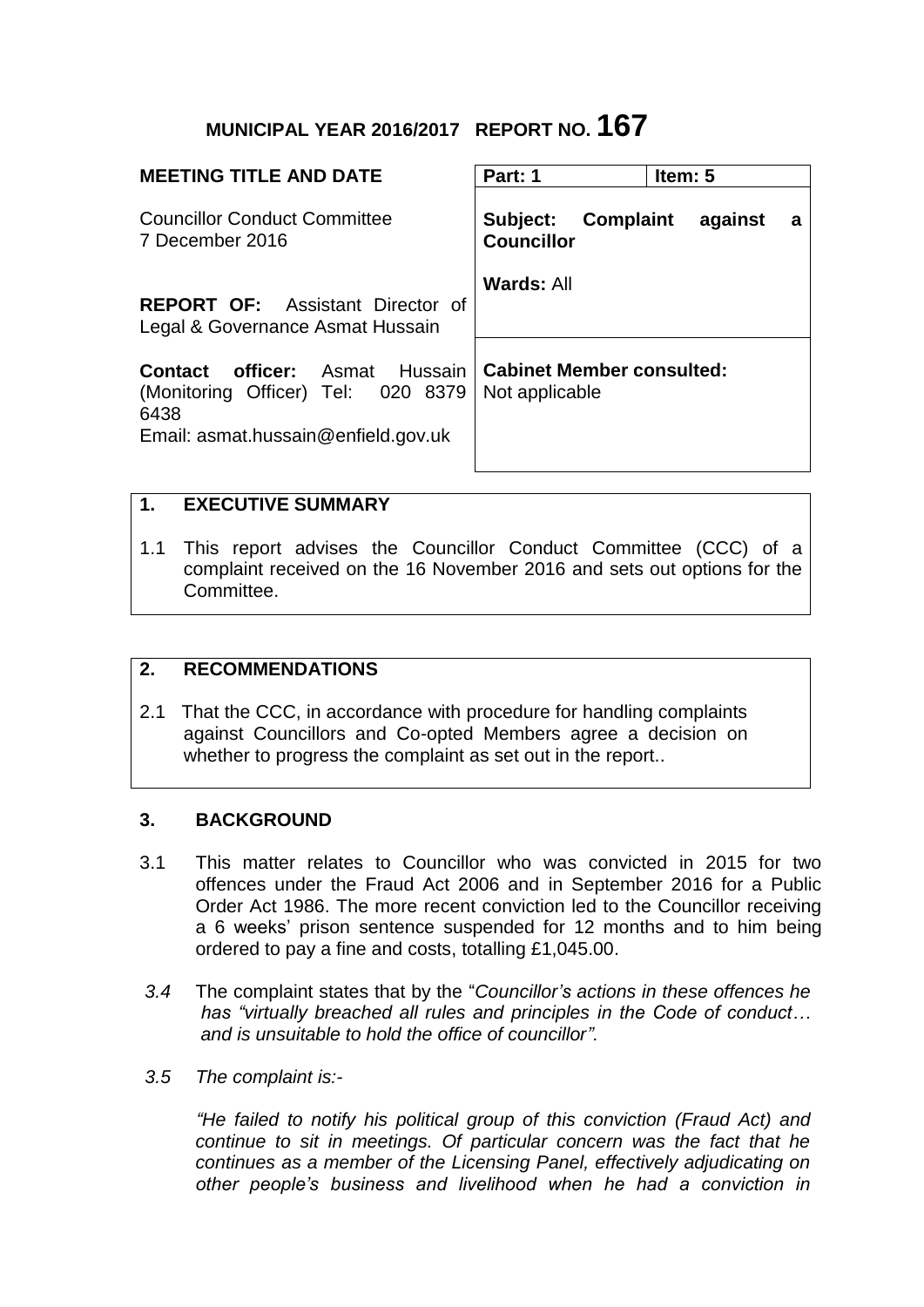# MUNICIPAL YEAR 2016/2017 REPORT NO. 167

| **MEETING TITLE AND DATE** | **Part: 1** | **Item: 5** |
|---|---|---|
| Councillor Conduct Committee<br>7 December 2016<br><br>**REPORT OF:** Assistant Director of Legal & Governance Asmat Hussain | **Subject: Complaint against a Councillor**<br><br>**Wards:** All | |
| **Contact officer:** Asmat Hussain (Monitoring Officer) Tel: 020 8379 6438<br>Email: asmat.hussain@enfield.gov.uk | **Cabinet Member consulted:**<br>Not applicable | |

## 1. EXECUTIVE SUMMARY

1.1 This report advises the Councillor Conduct Committee (CCC) of a complaint received on the 16 November 2016 and sets out options for the Committee.

## 2. RECOMMENDATIONS

2.1 That the CCC, in accordance with procedure for handling complaints against Councillors and Co-opted Members agree a decision on whether to progress the complaint as set out in the report..

## 3. BACKGROUND

3.1 This matter relates to Councillor who was convicted in 2015 for two offences under the Fraud Act 2006 and in September 2016 for a Public Order Act 1986. The more recent conviction led to the Councillor receiving a 6 weeks' prison sentence suspended for 12 months and to him being ordered to pay a fine and costs, totalling £1,045.00.

*3.4* The complaint states that by the "*Councillor's actions in these offences he has "virtually breached all rules and principles in the Code of conduct… and is unsuitable to hold the office of councillor".*

*3.5 The complaint is:-*

*"He failed to notify his political group of this conviction (Fraud Act) and continue to sit in meetings. Of particular concern was the fact that he continues as a member of the Licensing Panel, effectively adjudicating on other people's business and livelihood when he had a conviction in*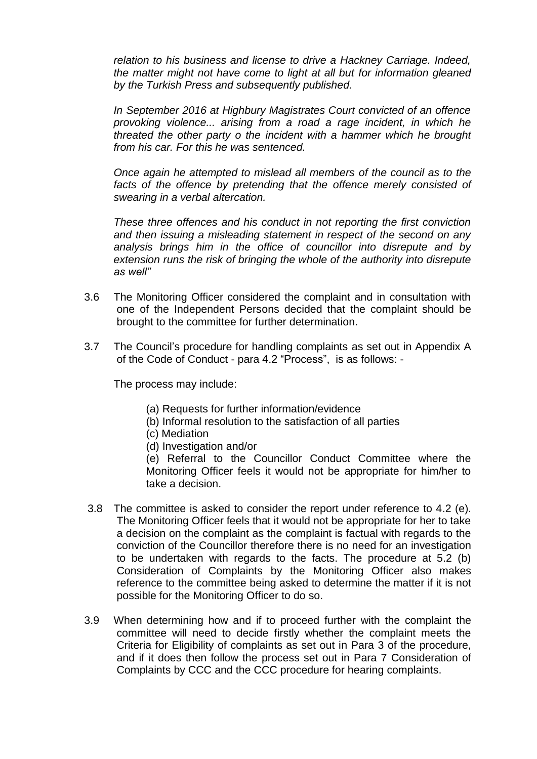*relation to his business and license to drive a Hackney Carriage. Indeed, the matter might not have come to light at all but for information gleaned by the Turkish Press and subsequently published.*

*In September 2016 at Highbury Magistrates Court convicted of an offence provoking violence... arising from a road a rage incident, in which he threated the other party o the incident with a hammer which he brought from his car. For this he was sentenced.*

*Once again he attempted to mislead all members of the council as to the facts of the offence by pretending that the offence merely consisted of swearing in a verbal altercation.*

*These three offences and his conduct in not reporting the first conviction and then issuing a misleading statement in respect of the second on any analysis brings him in the office of councillor into disrepute and by extension runs the risk of bringing the whole of the authority into disrepute as well"*

3.6 The Monitoring Officer considered the complaint and in consultation with one of the Independent Persons decided that the complaint should be brought to the committee for further determination.

3.7 The Council's procedure for handling complaints as set out in Appendix A of the Code of Conduct - para 4.2 "Process", is as follows: -

The process may include:

(a) Requests for further information/evidence
(b) Informal resolution to the satisfaction of all parties
(c) Mediation
(d) Investigation and/or
(e) Referral to the Councillor Conduct Committee where the Monitoring Officer feels it would not be appropriate for him/her to take a decision.

3.8 The committee is asked to consider the report under reference to 4.2 (e). The Monitoring Officer feels that it would not be appropriate for her to take a decision on the complaint as the complaint is factual with regards to the conviction of the Councillor therefore there is no need for an investigation to be undertaken with regards to the facts. The procedure at 5.2 (b) Consideration of Complaints by the Monitoring Officer also makes reference to the committee being asked to determine the matter if it is not possible for the Monitoring Officer to do so.

3.9 When determining how and if to proceed further with the complaint the committee will need to decide firstly whether the complaint meets the Criteria for Eligibility of complaints as set out in Para 3 of the procedure, and if it does then follow the process set out in Para 7 Consideration of Complaints by CCC and the CCC procedure for hearing complaints.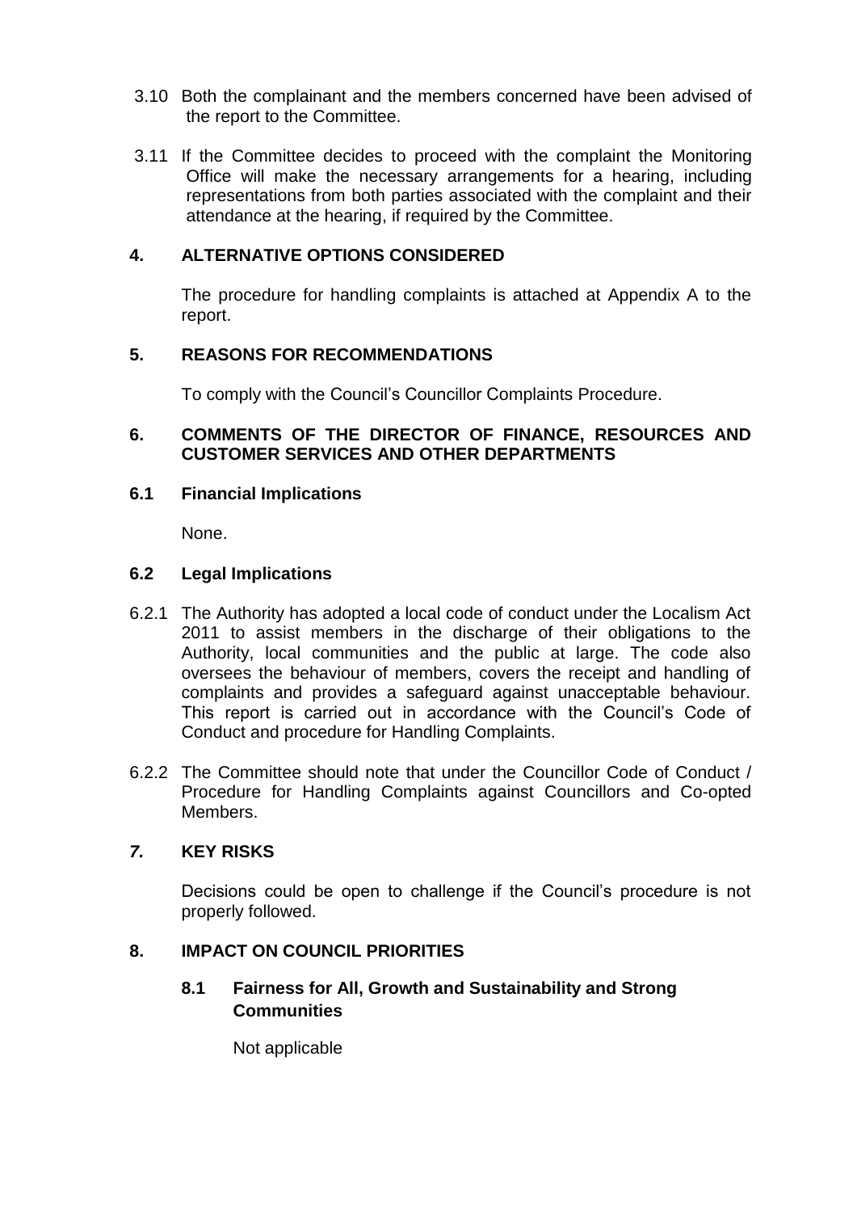3.10 Both the complainant and the members concerned have been advised of the report to the Committee.

3.11 If the Committee decides to proceed with the complaint the Monitoring Office will make the necessary arrangements for a hearing, including representations from both parties associated with the complaint and their attendance at the hearing, if required by the Committee.

## 4. ALTERNATIVE OPTIONS CONSIDERED

The procedure for handling complaints is attached at Appendix A to the report.

## 5. REASONS FOR RECOMMENDATIONS

To comply with the Council's Councillor Complaints Procedure.

## 6. COMMENTS OF THE DIRECTOR OF FINANCE, RESOURCES AND CUSTOMER SERVICES AND OTHER DEPARTMENTS

### 6.1 Financial Implications

None.

### 6.2 Legal Implications

6.2.1 The Authority has adopted a local code of conduct under the Localism Act 2011 to assist members in the discharge of their obligations to the Authority, local communities and the public at large. The code also oversees the behaviour of members, covers the receipt and handling of complaints and provides a safeguard against unacceptable behaviour. This report is carried out in accordance with the Council's Code of Conduct and procedure for Handling Complaints.

6.2.2 The Committee should note that under the Councillor Code of Conduct / Procedure for Handling Complaints against Councillors and Co-opted Members.

## *7.* KEY RISKS

Decisions could be open to challenge if the Council's procedure is not properly followed.

## 8. IMPACT ON COUNCIL PRIORITIES

### 8.1 Fairness for All, Growth and Sustainability and Strong Communities

Not applicable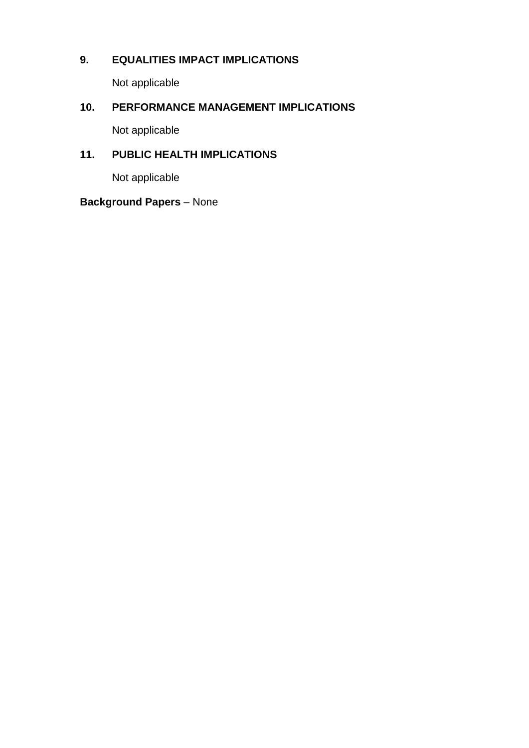## 9. EQUALITIES IMPACT IMPLICATIONS

Not applicable

## 10. PERFORMANCE MANAGEMENT IMPLICATIONS

Not applicable

## 11. PUBLIC HEALTH IMPLICATIONS

Not applicable

**Background Papers** – None